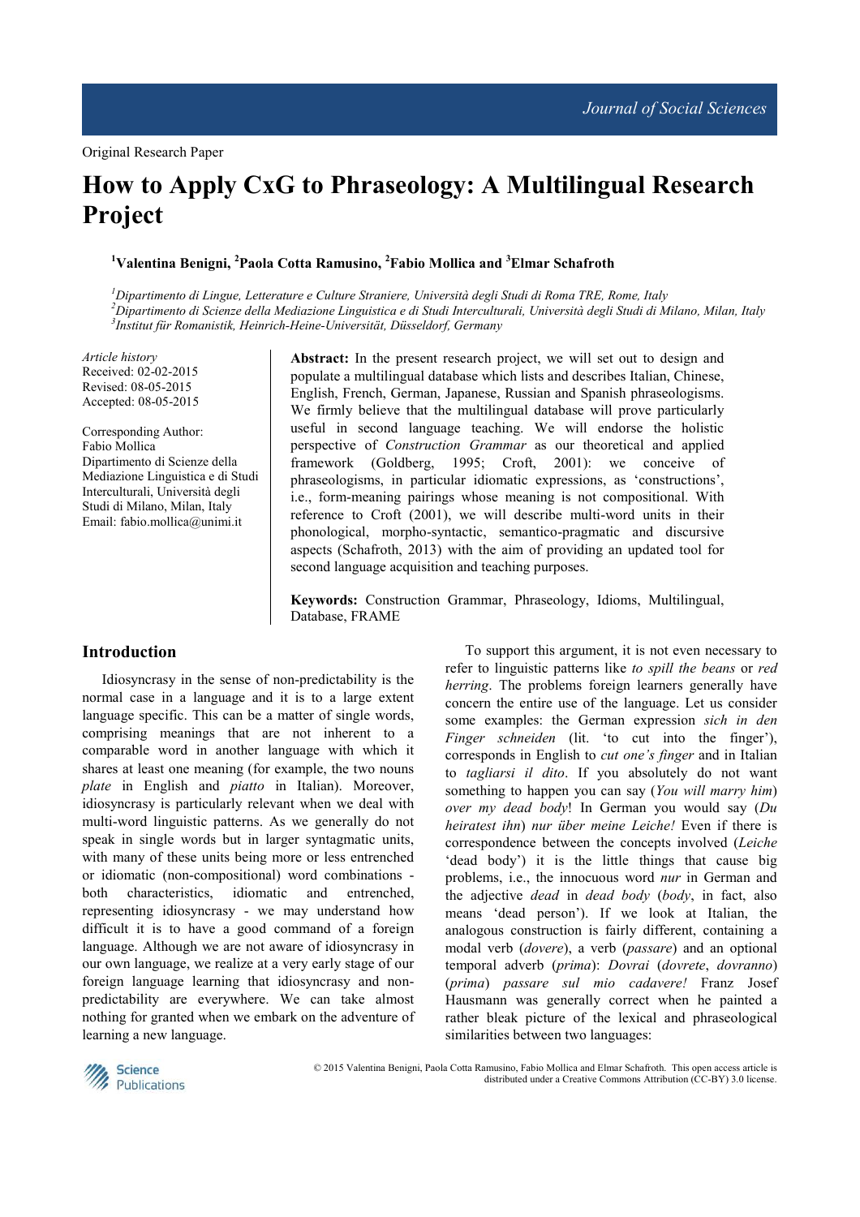Original Research Paper

# How to Apply CxG to Phraseology: A Multilingual Research Project

**[1]Valentina Benigni, [2]Paola Cotta Ramusino, [2]Fabio Mollica and [3]Elmar Schafroth**

[1]*Dipartimento di Lingue, Letterature e Culture Straniere, Università degli Studi di Roma TRE, Rome, Italy*
[2]*Dipartimento di Scienze della Mediazione Linguistica e di Studi Interculturali, Università degli Studi di Milano, Milan, Italy*
[3]*Institut für Romanistik, Heinrich-Heine-Universität, Düsseldorf, Germany*

*Article history*
Received: 02-02-2015
Revised: 08-05-2015
Accepted: 08-05-2015

Corresponding Author:
Fabio Mollica
Dipartimento di Scienze della Mediazione Linguistica e di Studi Interculturali, Università degli Studi di Milano, Milan, Italy
Email: fabio.mollica@unimi.it

**Abstract:** In the present research project, we will set out to design and populate a multilingual database which lists and describes Italian, Chinese, English, French, German, Japanese, Russian and Spanish phraseologisms. We firmly believe that the multilingual database will prove particularly useful in second language teaching. We will endorse the holistic perspective of *Construction Grammar* as our theoretical and applied framework (Goldberg, 1995; Croft, 2001): we conceive of phraseologisms, in particular idiomatic expressions, as 'constructions', i.e., form-meaning pairings whose meaning is not compositional. With reference to Croft (2001), we will describe multi-word units in their phonological, morpho-syntactic, semantico-pragmatic and discursive aspects (Schafroth, 2013) with the aim of providing an updated tool for second language acquisition and teaching purposes.

**Keywords:** Construction Grammar, Phraseology, Idioms, Multilingual, Database, FRAME

## Introduction

Idiosyncrasy in the sense of non-predictability is the normal case in a language and it is to a large extent language specific. This can be a matter of single words, comprising meanings that are not inherent to a comparable word in another language with which it shares at least one meaning (for example, the two nouns *plate* in English and *piatto* in Italian). Moreover, idiosyncrasy is particularly relevant when we deal with multi-word linguistic patterns. As we generally do not speak in single words but in larger syntagmatic units, with many of these units being more or less entrenched or idiomatic (non-compositional) word combinations - both characteristics, idiomatic and entrenched, representing idiosyncrasy - we may understand how difficult it is to have a good command of a foreign language. Although we are not aware of idiosyncrasy in our own language, we realize at a very early stage of our foreign language learning that idiosyncrasy and non-predictability are everywhere. We can take almost nothing for granted when we embark on the adventure of learning a new language.

To support this argument, it is not even necessary to refer to linguistic patterns like *to spill the beans* or *red herring*. The problems foreign learners generally have concern the entire use of the language. Let us consider some examples: the German expression *sich in den Finger schneiden* (lit. 'to cut into the finger'), corresponds in English to *cut one's finger* and in Italian to *tagliarsi il dito*. If you absolutely do not want something to happen you can say (*You will marry him*) *over my dead body*! In German you would say (*Du heiratest ihn*) *nur über meine Leiche!* Even if there is correspondence between the concepts involved (*Leiche* 'dead body') it is the little things that cause big problems, i.e., the innocuous word *nur* in German and the adjective *dead* in *dead body* (*body*, in fact, also means 'dead person'). If we look at Italian, the analogous construction is fairly different, containing a modal verb (*dovere*), a verb (*passare*) and an optional temporal adverb (*prima*): *Dovrai* (*dovrete*, *dovranno*) (*prima*) *passare sul mio cadavere!* Franz Josef Hausmann was generally correct when he painted a rather bleak picture of the lexical and phraseological similarities between two languages:

© 2015 Valentina Benigni, Paola Cotta Ramusino, Fabio Mollica and Elmar Schafroth. This open access article is distributed under a Creative Commons Attribution (CC-BY) 3.0 license.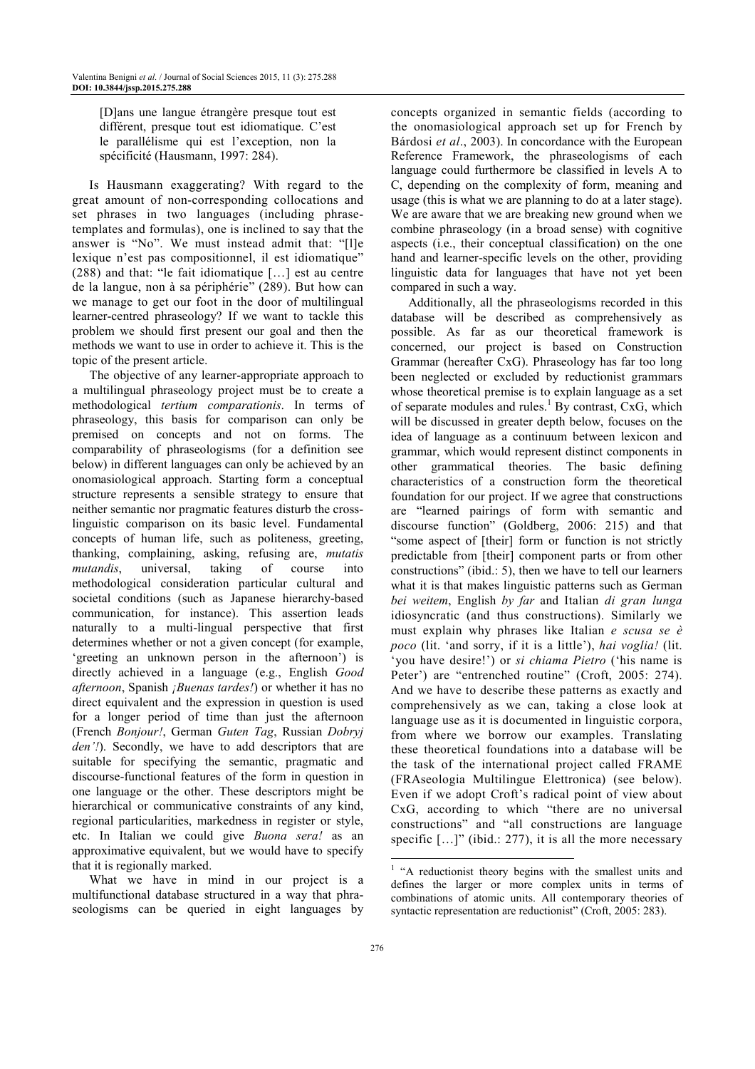> [D]ans une langue étrangère presque tout est différent, presque tout est idiomatique. C'est le parallélisme qui est l'exception, non la spécificité (Hausmann, 1997: 284).

Is Hausmann exaggerating? With regard to the great amount of non-corresponding collocations and set phrases in two languages (including phrase-templates and formulas), one is inclined to say that the answer is "No". We must instead admit that: "[l]e lexique n'est pas compositionnel, il est idiomatique" (288) and that: "le fait idiomatique […] est au centre de la langue, non à sa périphérie" (289). But how can we manage to get our foot in the door of multilingual learner-centred phraseology? If we want to tackle this problem we should first present our goal and then the methods we want to use in order to achieve it. This is the topic of the present article.

The objective of any learner-appropriate approach to a multilingual phraseology project must be to create a methodological *tertium comparationis*. In terms of phraseology, this basis for comparison can only be premised on concepts and not on forms. The comparability of phraseologisms (for a definition see below) in different languages can only be achieved by an onomasiological approach. Starting form a conceptual structure represents a sensible strategy to ensure that neither semantic nor pragmatic features disturb the cross-linguistic comparison on its basic level. Fundamental concepts of human life, such as politeness, greeting, thanking, complaining, asking, refusing are, *mutatis mutandis*, universal, taking of course into methodological consideration particular cultural and societal conditions (such as Japanese hierarchy-based communication, for instance). This assertion leads naturally to a multi-lingual perspective that first determines whether or not a given concept (for example, 'greeting an unknown person in the afternoon') is directly achieved in a language (e.g., English *Good afternoon*, Spanish *¡Buenas tardes!*) or whether it has no direct equivalent and the expression in question is used for a longer period of time than just the afternoon (French *Bonjour!*, German *Guten Tag*, Russian *Dobryj den'!*). Secondly, we have to add descriptors that are suitable for specifying the semantic, pragmatic and discourse-functional features of the form in question in one language or the other. These descriptors might be hierarchical or communicative constraints of any kind, regional particularities, markedness in register or style, etc. In Italian we could give *Buona sera!* as an approximative equivalent, but we would have to specify that it is regionally marked.

What we have in mind in our project is a multifunctional database structured in a way that phraseologisms can be queried in eight languages by concepts organized in semantic fields (according to the onomasiological approach set up for French by Bárdosi *et al*., 2003). In concordance with the European Reference Framework, the phraseologisms of each language could furthermore be classified in levels A to C, depending on the complexity of form, meaning and usage (this is what we are planning to do at a later stage). We are aware that we are breaking new ground when we combine phraseology (in a broad sense) with cognitive aspects (i.e., their conceptual classification) on the one hand and learner-specific levels on the other, providing linguistic data for languages that have not yet been compared in such a way.

Additionally, all the phraseologisms recorded in this database will be described as comprehensively as possible. As far as our theoretical framework is concerned, our project is based on Construction Grammar (hereafter CxG). Phraseology has far too long been neglected or excluded by reductionist grammars whose theoretical premise is to explain language as a set of separate modules and rules.[1] By contrast, CxG, which will be discussed in greater depth below, focuses on the idea of language as a continuum between lexicon and grammar, which would represent distinct components in other grammatical theories. The basic defining characteristics of a construction form the theoretical foundation for our project. If we agree that constructions are "learned pairings of form with semantic and discourse function" (Goldberg, 2006: 215) and that "some aspect of [their] form or function is not strictly predictable from [their] component parts or from other constructions" (ibid.: 5), then we have to tell our learners what it is that makes linguistic patterns such as German *bei weitem*, English *by far* and Italian *di gran lunga* idiosyncratic (and thus constructions). Similarly we must explain why phrases like Italian *e scusa se è poco* (lit. 'and sorry, if it is a little'), *hai voglia!* (lit. 'you have desire!') or *si chiama Pietro* ('his name is Peter') are "entrenched routine" (Croft, 2005: 274). And we have to describe these patterns as exactly and comprehensively as we can, taking a close look at language use as it is documented in linguistic corpora, from where we borrow our examples. Translating these theoretical foundations into a database will be the task of the international project called FRAME (FRAseologia Multilingue Elettronica) (see below). Even if we adopt Croft's radical point of view about CxG, according to which "there are no universal constructions" and "all constructions are language specific […]" (ibid.: 277), it is all the more necessary

[1] "A reductionist theory begins with the smallest units and defines the larger or more complex units in terms of combinations of atomic units. All contemporary theories of syntactic representation are reductionist" (Croft, 2005: 283).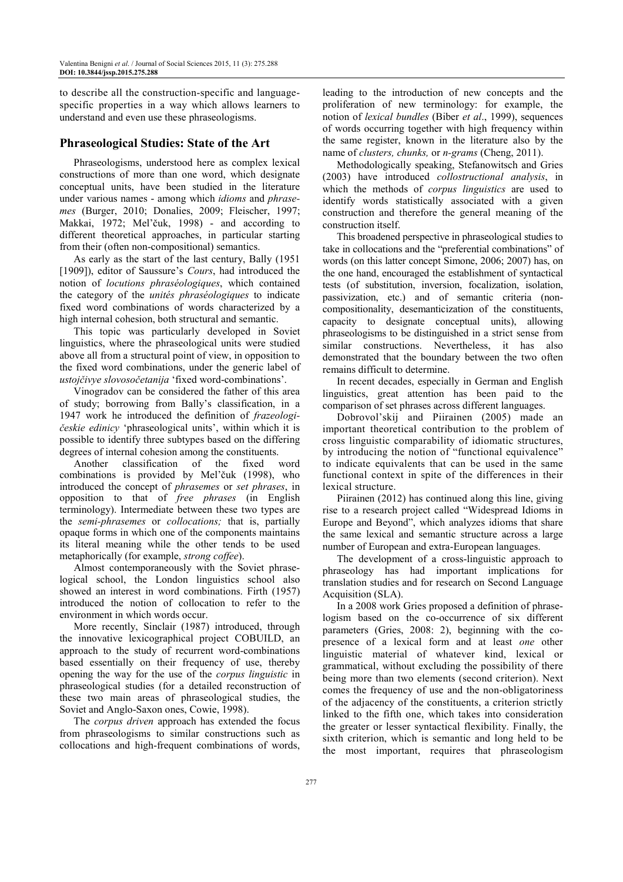to describe all the construction-specific and language-specific properties in a way which allows learners to understand and even use these phraseologisms.

## Phraseological Studies: State of the Art

Phraseologisms, understood here as complex lexical constructions of more than one word, which designate conceptual units, have been studied in the literature under various names - among which *idioms* and *phrasemes* (Burger, 2010; Donalies, 2009; Fleischer, 1997; Makkai, 1972; Mel'čuk, 1998) - and according to different theoretical approaches, in particular starting from their (often non-compositional) semantics.

As early as the start of the last century, Bally (1951 [1909]), editor of Saussure's *Cours*, had introduced the notion of *locutions phraséologiques*, which contained the category of the *unités phraséologiques* to indicate fixed word combinations of words characterized by a high internal cohesion, both structural and semantic.

This topic was particularly developed in Soviet linguistics, where the phraseological units were studied above all from a structural point of view, in opposition to the fixed word combinations, under the generic label of *ustojčivye slovosočetanija* 'fixed word-combinations'.

Vinogradov can be considered the father of this area of study; borrowing from Bally's classification, in a 1947 work he introduced the definition of *frazeologičeskie edinicy* 'phraseological units', within which it is possible to identify three subtypes based on the differing degrees of internal cohesion among the constituents.

Another classification of the fixed word combinations is provided by Mel'čuk (1998), who introduced the concept of *phrasemes* or *set phrases*, in opposition to that of *free phrases* (in English terminology). Intermediate between these two types are the *semi-phrasemes* or *collocations;* that is, partially opaque forms in which one of the components maintains its literal meaning while the other tends to be used metaphorically (for example, *strong coffee*).

Almost contemporaneously with the Soviet phraseological school, the London linguistics school also showed an interest in word combinations. Firth (1957) introduced the notion of collocation to refer to the environment in which words occur.

More recently, Sinclair (1987) introduced, through the innovative lexicographical project COBUILD, an approach to the study of recurrent word-combinations based essentially on their frequency of use, thereby opening the way for the use of the *corpus linguistic* in phraseological studies (for a detailed reconstruction of these two main areas of phraseological studies, the Soviet and Anglo-Saxon ones, Cowie, 1998).

The *corpus driven* approach has extended the focus from phraseologisms to similar constructions such as collocations and high-frequent combinations of words, leading to the introduction of new concepts and the proliferation of new terminology: for example, the notion of *lexical bundles* (Biber *et al*., 1999), sequences of words occurring together with high frequency within the same register, known in the literature also by the name of *clusters, chunks,* or *n-grams* (Cheng, 2011).

Methodologically speaking, Stefanowitsch and Gries (2003) have introduced *collostructional analysis*, in which the methods of *corpus linguistics* are used to identify words statistically associated with a given construction and therefore the general meaning of the construction itself.

This broadened perspective in phraseological studies to take in collocations and the "preferential combinations" of words (on this latter concept Simone, 2006; 2007) has, on the one hand, encouraged the establishment of syntactical tests (of substitution, inversion, focalization, isolation, passivization, etc.) and of semantic criteria (non-compositionality, desemanticization of the constituents, capacity to designate conceptual units), allowing phraseologisms to be distinguished in a strict sense from similar constructions. Nevertheless, it has also demonstrated that the boundary between the two often remains difficult to determine.

In recent decades, especially in German and English linguistics, great attention has been paid to the comparison of set phrases across different languages.

Dobrovol'skij and Piirainen (2005) made an important theoretical contribution to the problem of cross linguistic comparability of idiomatic structures, by introducing the notion of "functional equivalence" to indicate equivalents that can be used in the same functional context in spite of the differences in their lexical structure.

Piirainen (2012) has continued along this line, giving rise to a research project called "Widespread Idioms in Europe and Beyond", which analyzes idioms that share the same lexical and semantic structure across a large number of European and extra-European languages.

The development of a cross-linguistic approach to phraseology has had important implications for translation studies and for research on Second Language Acquisition (SLA).

In a 2008 work Gries proposed a definition of phraseologism based on the co-occurrence of six different parameters (Gries, 2008: 2), beginning with the co-presence of a lexical form and at least *one* other linguistic material of whatever kind, lexical or grammatical, without excluding the possibility of there being more than two elements (second criterion). Next comes the frequency of use and the non-obligatoriness of the adjacency of the constituents, a criterion strictly linked to the fifth one, which takes into consideration the greater or lesser syntactical flexibility. Finally, the sixth criterion, which is semantic and long held to be the most important, requires that phraseologism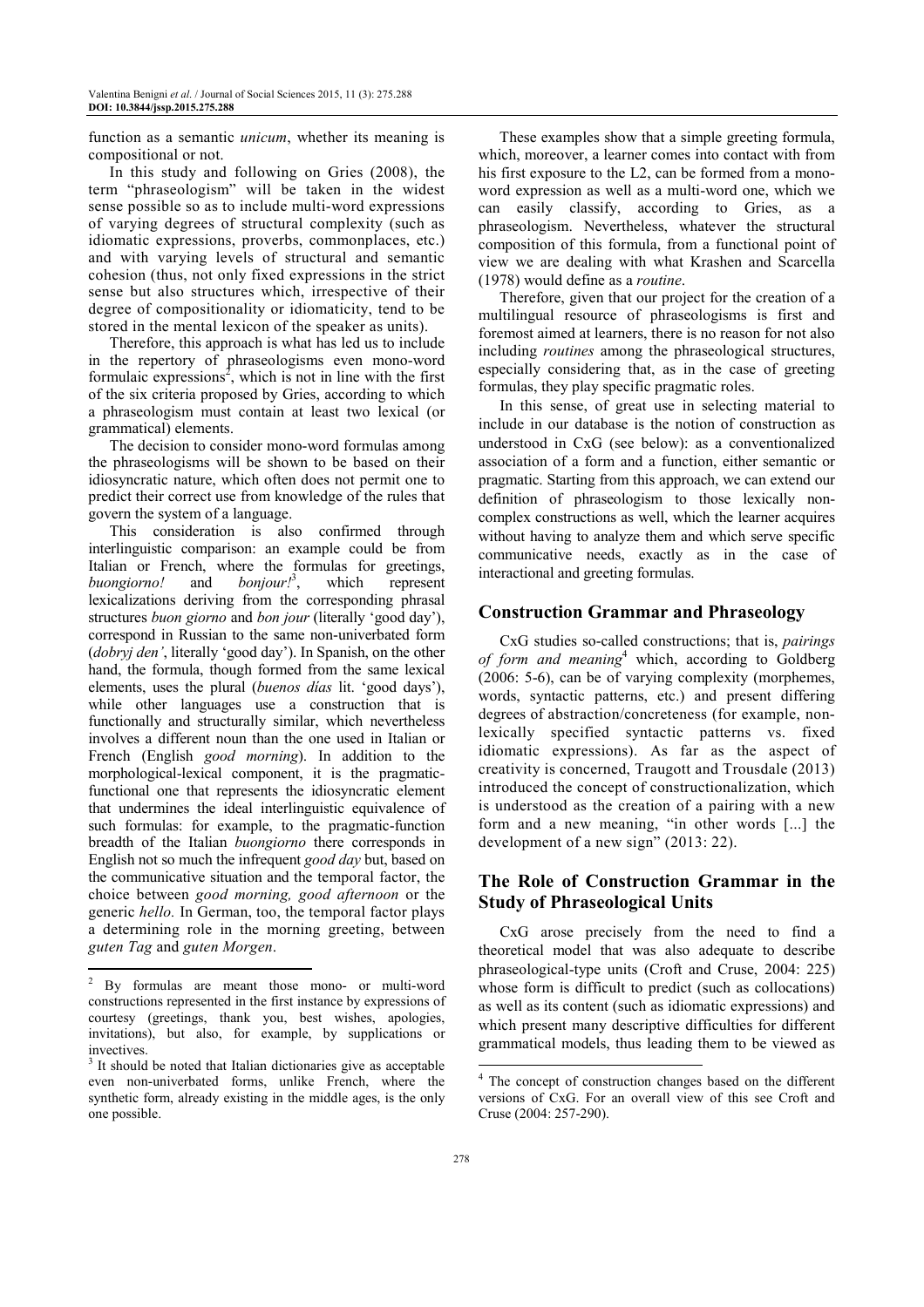function as a semantic *unicum*, whether its meaning is compositional or not.

In this study and following on Gries (2008), the term "phraseologism" will be taken in the widest sense possible so as to include multi-word expressions of varying degrees of structural complexity (such as idiomatic expressions, proverbs, commonplaces, etc.) and with varying levels of structural and semantic cohesion (thus, not only fixed expressions in the strict sense but also structures which, irrespective of their degree of compositionality or idiomaticity, tend to be stored in the mental lexicon of the speaker as units).

Therefore, this approach is what has led us to include in the repertory of phraseologisms even mono-word formulaic expressions[2], which is not in line with the first of the six criteria proposed by Gries, according to which a phraseologism must contain at least two lexical (or grammatical) elements.

The decision to consider mono-word formulas among the phraseologisms will be shown to be based on their idiosyncratic nature, which often does not permit one to predict their correct use from knowledge of the rules that govern the system of a language.

This consideration is also confirmed through interlinguistic comparison: an example could be from Italian or French, where the formulas for greetings, *buongiorno!* and *bonjour!*[3], which represent lexicalizations deriving from the corresponding phrasal structures *buon giorno* and *bon jour* (literally 'good day'), correspond in Russian to the same non-univerbated form (*dobryj den'*, literally 'good day'). In Spanish, on the other hand, the formula, though formed from the same lexical elements, uses the plural (*buenos días* lit. 'good days'), while other languages use a construction that is functionally and structurally similar, which nevertheless involves a different noun than the one used in Italian or French (English *good morning*). In addition to the morphological-lexical component, it is the pragmatic-functional one that represents the idiosyncratic element that undermines the ideal interlinguistic equivalence of such formulas: for example, to the pragmatic-function breadth of the Italian *buongiorno* there corresponds in English not so much the infrequent *good day* but, based on the communicative situation and the temporal factor, the choice between *good morning, good afternoon* or the generic *hello.* In German, too, the temporal factor plays a determining role in the morning greeting, between *guten Tag* and *guten Morgen*.

These examples show that a simple greeting formula, which, moreover, a learner comes into contact with from his first exposure to the L2, can be formed from a mono-word expression as well as a multi-word one, which we can easily classify, according to Gries, as a phraseologism. Nevertheless, whatever the structural composition of this formula, from a functional point of view we are dealing with what Krashen and Scarcella (1978) would define as a *routine*.

Therefore, given that our project for the creation of a multilingual resource of phraseologisms is first and foremost aimed at learners, there is no reason for not also including *routines* among the phraseological structures, especially considering that, as in the case of greeting formulas, they play specific pragmatic roles.

In this sense, of great use in selecting material to include in our database is the notion of construction as understood in CxG (see below): as a conventionalized association of a form and a function, either semantic or pragmatic. Starting from this approach, we can extend our definition of phraseologism to those lexically non-complex constructions as well, which the learner acquires without having to analyze them and which serve specific communicative needs, exactly as in the case of interactional and greeting formulas.

## Construction Grammar and Phraseology

CxG studies so-called constructions; that is, *pairings of form and meaning*[4] which, according to Goldberg (2006: 5-6), can be of varying complexity (morphemes, words, syntactic patterns, etc.) and present differing degrees of abstraction/concreteness (for example, non-lexically specified syntactic patterns vs. fixed idiomatic expressions). As far as the aspect of creativity is concerned, Traugott and Trousdale (2013) introduced the concept of constructionalization, which is understood as the creation of a pairing with a new form and a new meaning, "in other words [...] the development of a new sign" (2013: 22).

## The Role of Construction Grammar in the Study of Phraseological Units

CxG arose precisely from the need to find a theoretical model that was also adequate to describe phraseological-type units (Croft and Cruse, 2004: 225) whose form is difficult to predict (such as collocations) as well as its content (such as idiomatic expressions) and which present many descriptive difficulties for different grammatical models, thus leading them to be viewed as

---

[2] By formulas are meant those mono- or multi-word constructions represented in the first instance by expressions of courtesy (greetings, thank you, best wishes, apologies, invitations), but also, for example, by supplications or invectives.

[3] It should be noted that Italian dictionaries give as acceptable even non-univerbated forms, unlike French, where the synthetic form, already existing in the middle ages, is the only one possible.

[4] The concept of construction changes based on the different versions of CxG. For an overall view of this see Croft and Cruse (2004: 257-290).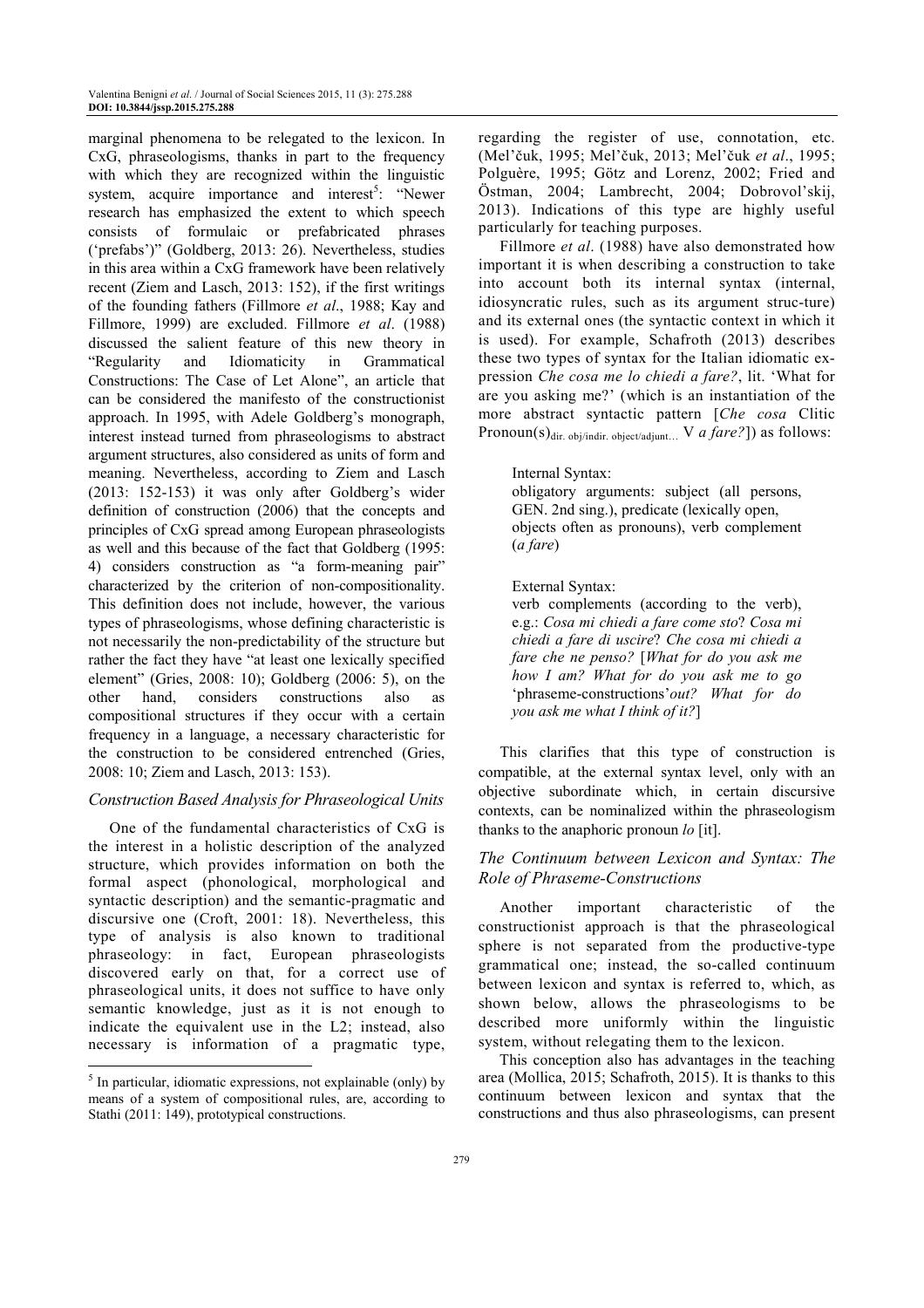marginal phenomena to be relegated to the lexicon. In CxG, phraseologisms, thanks in part to the frequency with which they are recognized within the linguistic system, acquire importance and interest[5]: "Newer research has emphasized the extent to which speech consists of formulaic or prefabricated phrases ('prefabs')" (Goldberg, 2013: 26). Nevertheless, studies in this area within a CxG framework have been relatively recent (Ziem and Lasch, 2013: 152), if the first writings of the founding fathers (Fillmore *et al*., 1988; Kay and Fillmore, 1999) are excluded. Fillmore *et al*. (1988) discussed the salient feature of this new theory in "Regularity and Idiomaticity in Grammatical Constructions: The Case of Let Alone", an article that can be considered the manifesto of the constructionist approach. In 1995, with Adele Goldberg's monograph, interest instead turned from phraseologisms to abstract argument structures, also considered as units of form and meaning. Nevertheless, according to Ziem and Lasch (2013: 152-153) it was only after Goldberg's wider definition of construction (2006) that the concepts and principles of CxG spread among European phraseologists as well and this because of the fact that Goldberg (1995: 4) considers construction as "a form-meaning pair" characterized by the criterion of non-compositionality. This definition does not include, however, the various types of phraseologisms, whose defining characteristic is not necessarily the non-predictability of the structure but rather the fact they have "at least one lexically specified element" (Gries, 2008: 10); Goldberg (2006: 5), on the other hand, considers constructions also as compositional structures if they occur with a certain frequency in a language, a necessary characteristic for the construction to be considered entrenched (Gries, 2008: 10; Ziem and Lasch, 2013: 153).

### *Construction Based Analysis for Phraseological Units*

One of the fundamental characteristics of CxG is the interest in a holistic description of the analyzed structure, which provides information on both the formal aspect (phonological, morphological and syntactic description) and the semantic-pragmatic and discursive one (Croft, 2001: 18). Nevertheless, this type of analysis is also known to traditional phraseology: in fact, European phraseologists discovered early on that, for a correct use of phraseological units, it does not suffice to have only semantic knowledge, just as it is not enough to indicate the equivalent use in the L2; instead, also necessary is information of a pragmatic type, regarding the register of use, connotation, etc. (Mel'čuk, 1995; Mel'čuk, 2013; Mel'čuk *et al*., 1995; Polguère, 1995; Götz and Lorenz, 2002; Fried and Östman, 2004; Lambrecht, 2004; Dobrovol'skij, 2013). Indications of this type are highly useful particularly for teaching purposes.

Fillmore *et al*. (1988) have also demonstrated how important it is when describing a construction to take into account both its internal syntax (internal, idiosyncratic rules, such as its argument struc-ture) and its external ones (the syntactic context in which it is used). For example, Schafroth (2013) describes these two types of syntax for the Italian idiomatic ex-pression *Che cosa me lo chiedi a fare?*, lit. 'What for are you asking me?' (which is an instantiation of the more abstract syntactic pattern [*Che cosa* Clitic Pronoun(s)$_{\text{dir. obj/indir. object/adjunt...}}$ V *a fare?*]) as follows:

> Internal Syntax:
> obligatory arguments: subject (all persons, GEN. 2nd sing.), predicate (lexically open, objects often as pronouns), verb complement (*a fare*)
>
> External Syntax:
> verb complements (according to the verb), e.g.: *Cosa mi chiedi a fare come sto*? *Cosa mi chiedi a fare di uscire*? *Che cosa mi chiedi a fare che ne penso?* [*What for do you ask me how I am? What for do you ask me to go* 'phraseme-constructions'*out? What for do you ask me what I think of it?*]

This clarifies that this type of construction is compatible, at the external syntax level, only with an objective subordinate which, in certain discursive contexts, can be nominalized within the phraseologism thanks to the anaphoric pronoun *lo* [it].

### *The Continuum between Lexicon and Syntax: The Role of Phraseme-Constructions*

Another important characteristic of the constructionist approach is that the phraseological sphere is not separated from the productive-type grammatical one; instead, the so-called continuum between lexicon and syntax is referred to, which, as shown below, allows the phraseologisms to be described more uniformly within the linguistic system, without relegating them to the lexicon.

This conception also has advantages in the teaching area (Mollica, 2015; Schafroth, 2015). It is thanks to this continuum between lexicon and syntax that the constructions and thus also phraseologisms, can present

---

[5] In particular, idiomatic expressions, not explainable (only) by means of a system of compositional rules, are, according to Stathi (2011: 149), prototypical constructions.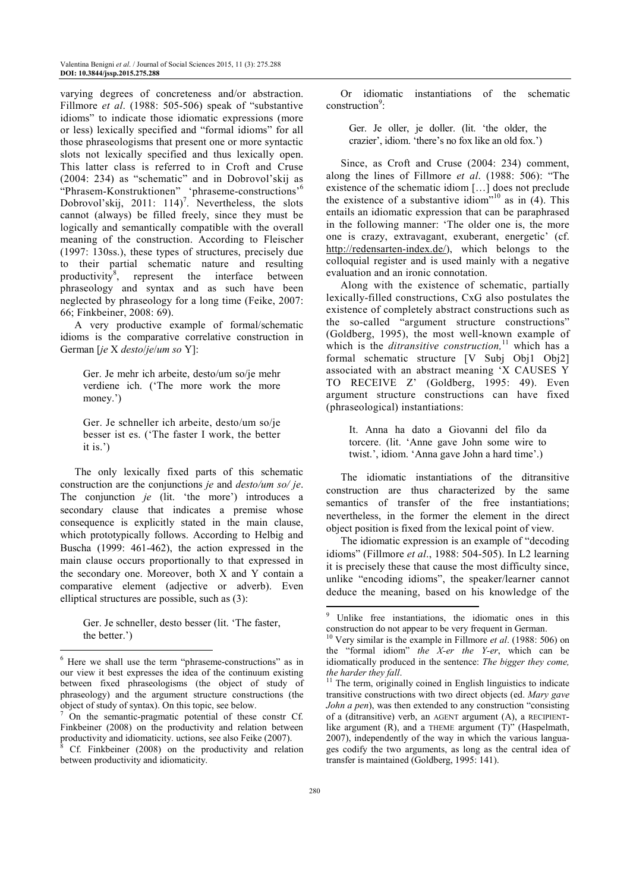varying degrees of concreteness and/or abstraction. Fillmore *et al*. (1988: 505-506) speak of "substantive idioms" to indicate those idiomatic expressions (more or less) lexically specified and "formal idioms" for all those phraseologisms that present one or more syntactic slots not lexically specified and thus lexically open. This latter class is referred to in Croft and Cruse (2004: 234) as "schematic" and in Dobrovol'skij as "Phrasem-Konstruktionen" 'phraseme-constructions'[6] Dobrovol'skij, 2011: 114)[7]. Nevertheless, the slots cannot (always) be filled freely, since they must be logically and semantically compatible with the overall meaning of the construction. According to Fleischer (1997: 130ss.), these types of structures, precisely due to their partial schematic nature and resulting productivity[8], represent the interface between phraseology and syntax and as such have been neglected by phraseology for a long time (Feike, 2007: 66; Finkbeiner, 2008: 69).

A very productive example of formal/schematic idioms is the comparative correlative construction in German [*je* X *desto*/*je*/*um so* Y]:

> Ger. Je mehr ich arbeite, desto/um so/je mehr verdiene ich. ('The more work the more money.')

> Ger. Je schneller ich arbeite, desto/um so/je besser ist es. ('The faster I work, the better it is.')

The only lexically fixed parts of this schematic construction are the conjunctions *je* and *desto/um so/ je*. The conjunction *je* (lit. 'the more') introduces a secondary clause that indicates a premise whose consequence is explicitly stated in the main clause, which prototypically follows. According to Helbig and Buscha (1999: 461-462), the action expressed in the main clause occurs proportionally to that expressed in the secondary one. Moreover, both X and Y contain a comparative element (adjective or adverb). Even elliptical structures are possible, such as (3):

> Ger. Je schneller, desto besser (lit. 'The faster, the better.')

Or idiomatic instantiations of the schematic construction[9]:

> Ger. Je oller, je doller. (lit. 'the older, the crazier', idiom. 'there's no fox like an old fox.')

Since, as Croft and Cruse (2004: 234) comment, along the lines of Fillmore *et al*. (1988: 506): "The existence of the schematic idiom […] does not preclude the existence of a substantive idiom"[10] as in (4). This entails an idiomatic expression that can be paraphrased in the following manner: 'The older one is, the more one is crazy, extravagant, exuberant, energetic' (cf. http://redensarten-index.de/), which belongs to the colloquial register and is used mainly with a negative evaluation and an ironic connotation.

Along with the existence of schematic, partially lexically-filled constructions, CxG also postulates the existence of completely abstract constructions such as the so-called "argument structure constructions" (Goldberg, 1995), the most well-known example of which is the *ditransitive construction,*[11] which has a formal schematic structure [V Subj Obj1 Obj2] associated with an abstract meaning 'X CAUSES Y TO RECEIVE Z' (Goldberg, 1995: 49). Even argument structure constructions can have fixed (phraseological) instantiations:

> It. Anna ha dato a Giovanni del filo da torcere. (lit. 'Anne gave John some wire to twist.', idiom. 'Anna gave John a hard time'.)

The idiomatic instantiations of the ditransitive construction are thus characterized by the same semantics of transfer of the free instantiations; nevertheless, in the former the element in the direct object position is fixed from the lexical point of view.

The idiomatic expression is an example of "decoding idioms" (Fillmore *et al*., 1988: 504-505). In L2 learning it is precisely these that cause the most difficulty since, unlike "encoding idioms", the speaker/learner cannot deduce the meaning, based on his knowledge of the

---

[6] Here we shall use the term "phraseme-constructions" as in our view it best expresses the idea of the continuum existing between fixed phraseologisms (the object of study of phraseology) and the argument structure constructions (the object of study of syntax). On this topic, see below.

[7] On the semantic-pragmatic potential of these constr Cf. Finkbeiner (2008) on the productivity and relation between productivity and idiomaticity. uctions, see also Feike (2007).

[8] Cf. Finkbeiner (2008) on the productivity and relation between productivity and idiomaticity.

[9] Unlike free instantiations, the idiomatic ones in this construction do not appear to be very frequent in German.

[10] Very similar is the example in Fillmore *et al*. (1988: 506) on the "formal idiom" *the X-er the Y-er*, which can be idiomatically produced in the sentence: *The bigger they come, the harder they fall*.

[11] The term, originally coined in English linguistics to indicate transitive constructions with two direct objects (ed. *Mary gave John a pen*), was then extended to any construction "consisting of a (ditransitive) verb, an AGENT argument (A), a RECIPIENT-like argument (R), and a THEME argument (T)" (Haspelmath, 2007), independently of the way in which the various languages codify the two arguments, as long as the central idea of transfer is maintained (Goldberg, 1995: 141).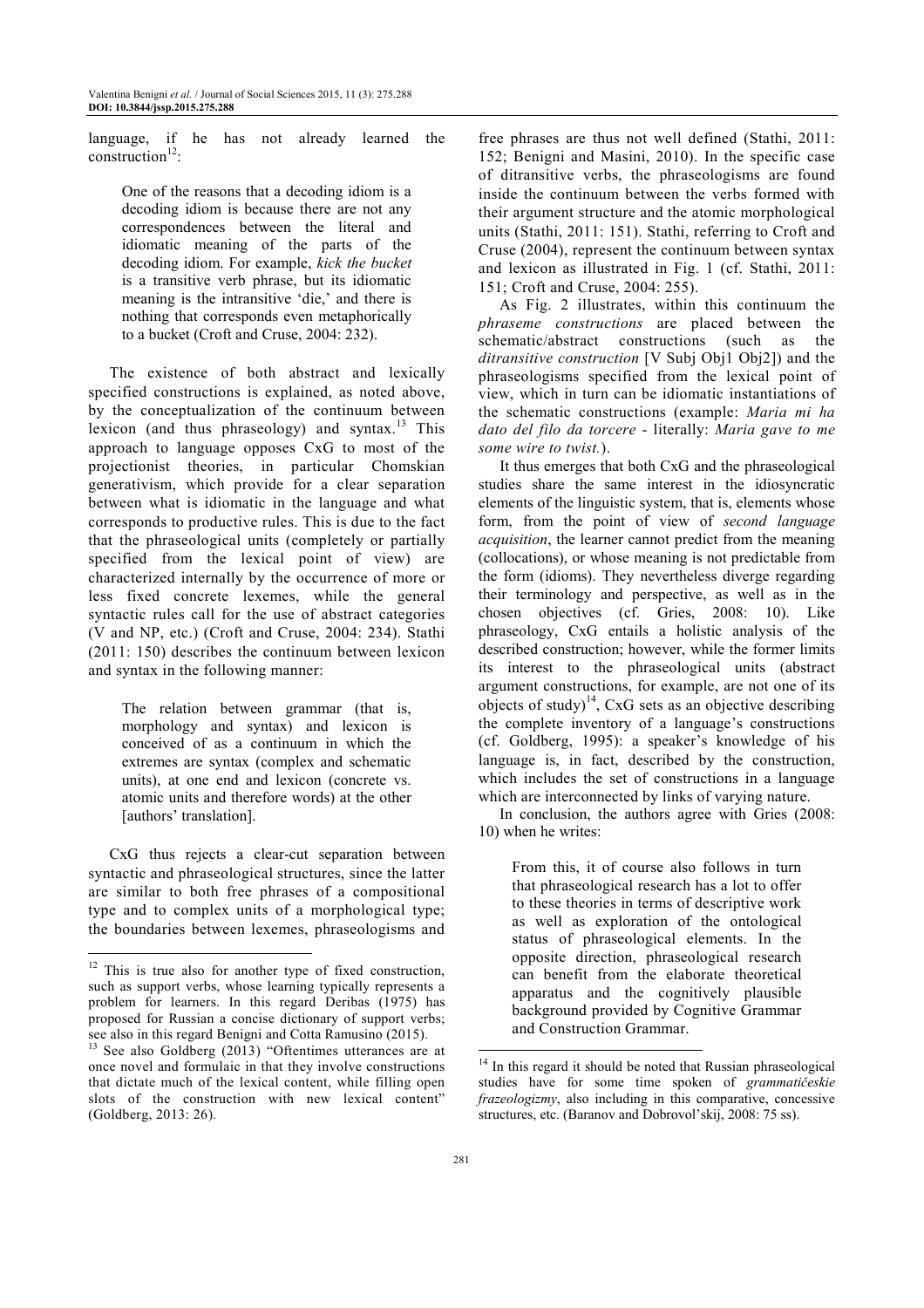language, if he has not already learned the construction[12]:

> One of the reasons that a decoding idiom is a decoding idiom is because there are not any correspondences between the literal and idiomatic meaning of the parts of the decoding idiom. For example, *kick the bucket* is a transitive verb phrase, but its idiomatic meaning is the intransitive 'die,' and there is nothing that corresponds even metaphorically to a bucket (Croft and Cruse, 2004: 232).

The existence of both abstract and lexically specified constructions is explained, as noted above, by the conceptualization of the continuum between lexicon (and thus phraseology) and syntax.[13] This approach to language opposes CxG to most of the projectionist theories, in particular Chomskian generativism, which provide for a clear separation between what is idiomatic in the language and what corresponds to productive rules. This is due to the fact that the phraseological units (completely or partially specified from the lexical point of view) are characterized internally by the occurrence of more or less fixed concrete lexemes, while the general syntactic rules call for the use of abstract categories (V and NP, etc.) (Croft and Cruse, 2004: 234). Stathi (2011: 150) describes the continuum between lexicon and syntax in the following manner:

> The relation between grammar (that is, morphology and syntax) and lexicon is conceived of as a continuum in which the extremes are syntax (complex and schematic units), at one end and lexicon (concrete vs. atomic units and therefore words) at the other [authors' translation].

CxG thus rejects a clear-cut separation between syntactic and phraseological structures, since the latter are similar to both free phrases of a compositional type and to complex units of a morphological type; the boundaries between lexemes, phraseologisms and free phrases are thus not well defined (Stathi, 2011: 152; Benigni and Masini, 2010). In the specific case of ditransitive verbs, the phraseologisms are found inside the continuum between the verbs formed with their argument structure and the atomic morphological units (Stathi, 2011: 151). Stathi, referring to Croft and Cruse (2004), represent the continuum between syntax and lexicon as illustrated in Fig. 1 (cf. Stathi, 2011: 151; Croft and Cruse, 2004: 255).

As Fig. 2 illustrates, within this continuum the *phraseme constructions* are placed between the schematic/abstract constructions (such as the *ditransitive construction* [V Subj Obj1 Obj2]) and the phraseologisms specified from the lexical point of view, which in turn can be idiomatic instantiations of the schematic constructions (example: *Maria mi ha dato del filo da torcere* - literally: *Maria gave to me some wire to twist.*).

It thus emerges that both CxG and the phraseological studies share the same interest in the idiosyncratic elements of the linguistic system, that is, elements whose form, from the point of view of *second language acquisition*, the learner cannot predict from the meaning (collocations), or whose meaning is not predictable from the form (idioms). They nevertheless diverge regarding their terminology and perspective, as well as in the chosen objectives (cf. Gries, 2008: 10). Like phraseology, CxG entails a holistic analysis of the described construction; however, while the former limits its interest to the phraseological units (abstract argument constructions, for example, are not one of its objects of study)[14], CxG sets as an objective describing the complete inventory of a language's constructions (cf. Goldberg, 1995): a speaker's knowledge of his language is, in fact, described by the construction, which includes the set of constructions in a language which are interconnected by links of varying nature.

In conclusion, the authors agree with Gries (2008: 10) when he writes:

> From this, it of course also follows in turn that phraseological research has a lot to offer to these theories in terms of descriptive work as well as exploration of the ontological status of phraseological elements. In the opposite direction, phraseological research can benefit from the elaborate theoretical apparatus and the cognitively plausible background provided by Cognitive Grammar and Construction Grammar.

---

[12] This is true also for another type of fixed construction, such as support verbs, whose learning typically represents a problem for learners. In this regard Deribas (1975) has proposed for Russian a concise dictionary of support verbs; see also in this regard Benigni and Cotta Ramusino (2015).

[13] See also Goldberg (2013) "Oftentimes utterances are at once novel and formulaic in that they involve constructions that dictate much of the lexical content, while filling open slots of the construction with new lexical content" (Goldberg, 2013: 26).

[14] In this regard it should be noted that Russian phraseological studies have for some time spoken of *grammatičeskie frazeologizmy*, also including in this comparative, concessive structures, etc. (Baranov and Dobrovol'skij, 2008: 75 ss).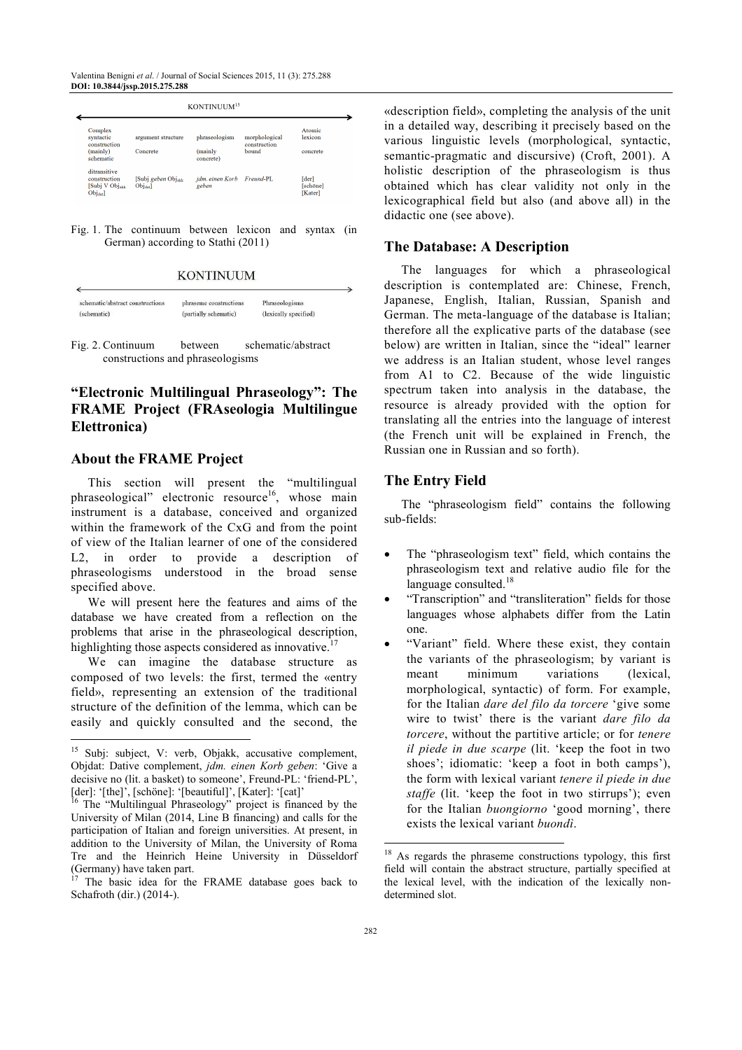| KONTINUUM[15] | | | | |
|---|---|---|---|---|
| Complex syntactic construction (mainly) schematic | argument structure Concrete | phraseologism (mainly concrete) | morphological construction bound | Atomic lexicon concrete |
| ditransitive construction [Subj V $Obj_{akk}$ $Obj_{dat}$] | [Subj *geben* $Obj_{akk}$ $Obj_{dat}$] | *jdm. einen Korb geben* | *Freund*-PL | [der] [schöne] [Kater] |

Fig. 1. The continuum between lexicon and syntax (in German) according to Stathi (2011)

| KONTINUUM | | |
|---|---|---|
| schematic/abstract constructions (schematic) | phraseme constructions (partially schematic) | Phraseologisms (lexically specified) |

Fig. 2. Continuum between schematic/abstract constructions and phraseologisms

## "Electronic Multilingual Phraseology": The FRAME Project (FRAseologia Multilingue Elettronica)

### About the FRAME Project

This section will present the "multilingual phraseological" electronic resource[16], whose main instrument is a database, conceived and organized within the framework of the CxG and from the point of view of the Italian learner of one of the considered L2, in order to provide a description of phraseologisms understood in the broad sense specified above.

We will present here the features and aims of the database we have created from a reflection on the problems that arise in the phraseological description, highlighting those aspects considered as innovative.[17]

We can imagine the database structure as composed of two levels: the first, termed the «entry field», representing an extension of the traditional structure of the definition of the lemma, which can be easily and quickly consulted and the second, the «description field», completing the analysis of the unit in a detailed way, describing it precisely based on the various linguistic levels (morphological, syntactic, semantic-pragmatic and discursive) (Croft, 2001). A holistic description of the phraseologism is thus obtained which has clear validity not only in the lexicographical field but also (and above all) in the didactic one (see above).

### The Database: A Description

The languages for which a phraseological description is contemplated are: Chinese, French, Japanese, English, Italian, Russian, Spanish and German. The meta-language of the database is Italian; therefore all the explicative parts of the database (see below) are written in Italian, since the "ideal" learner we address is an Italian student, whose level ranges from A1 to C2. Because of the wide linguistic spectrum taken into analysis in the database, the resource is already provided with the option for translating all the entries into the language of interest (the French unit will be explained in French, the Russian one in Russian and so forth).

### The Entry Field

The "phraseologism field" contains the following sub-fields:

- The "phraseologism text" field, which contains the phraseologism text and relative audio file for the language consulted.[18]
- "Transcription" and "transliteration" fields for those languages whose alphabets differ from the Latin one.
- "Variant" field. Where these exist, they contain the variants of the phraseologism; by variant is meant minimum variations (lexical, morphological, syntactic) of form. For example, for the Italian *dare del filo da torcere* 'give some wire to twist' there is the variant *dare filo da torcere*, without the partitive article; or for *tenere il piede in due scarpe* (lit. 'keep the foot in two shoes'; idiomatic: 'keep a foot in both camps'), the form with lexical variant *tenere il piede in due staffe* (lit. 'keep the foot in two stirrups'); even for the Italian *buongiorno* 'good morning', there exists the lexical variant *buondì*.

---

[15] Subj: subject, V: verb, Objakk, accusative complement, Objdat: Dative complement, *jdm. einen Korb geben*: 'Give a decisive no (lit. a basket) to someone', Freund-PL: 'friend-PL', [der]: '[the]', [schöne]: '[beautiful]', [Kater]: '[cat]'

[16] The "Multilingual Phraseology" project is financed by the University of Milan (2014, Line B financing) and calls for the participation of Italian and foreign universities. At present, in addition to the University of Milan, the University of Roma Tre and the Heinrich Heine University in Düsseldorf (Germany) have taken part.

[17] The basic idea for the FRAME database goes back to Schafroth (dir.) (2014-).

[18] As regards the phraseme constructions typology, this first field will contain the abstract structure, partially specified at the lexical level, with the indication of the lexically non-determined slot.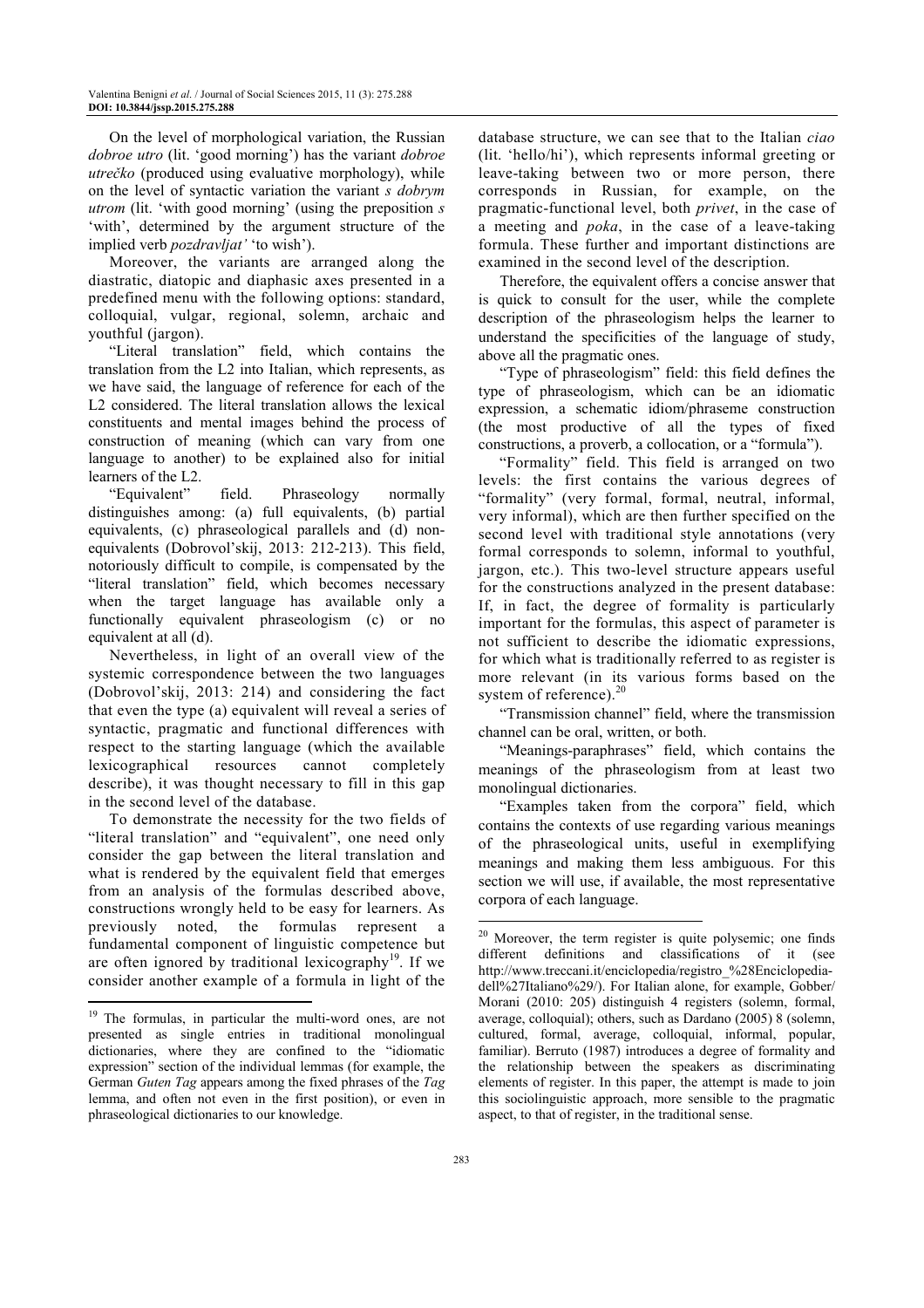On the level of morphological variation, the Russian *dobroe utro* (lit. 'good morning') has the variant *dobroe utrečko* (produced using evaluative morphology), while on the level of syntactic variation the variant *s dobrym utrom* (lit. 'with good morning' (using the preposition *s* 'with', determined by the argument structure of the implied verb *pozdravljat'* 'to wish').

Moreover, the variants are arranged along the diastratic, diatopic and diaphasic axes presented in a predefined menu with the following options: standard, colloquial, vulgar, regional, solemn, archaic and youthful (jargon).

"Literal translation" field, which contains the translation from the L2 into Italian, which represents, as we have said, the language of reference for each of the L2 considered. The literal translation allows the lexical constituents and mental images behind the process of construction of meaning (which can vary from one language to another) to be explained also for initial learners of the L2.

"Equivalent" field. Phraseology normally distinguishes among: (a) full equivalents, (b) partial equivalents, (c) phraseological parallels and (d) non-equivalents (Dobrovol'skij, 2013: 212-213). This field, notoriously difficult to compile, is compensated by the "literal translation" field, which becomes necessary when the target language has available only a functionally equivalent phraseologism (c) or no equivalent at all (d).

Nevertheless, in light of an overall view of the systemic correspondence between the two languages (Dobrovol'skij, 2013: 214) and considering the fact that even the type (a) equivalent will reveal a series of syntactic, pragmatic and functional differences with respect to the starting language (which the available lexicographical resources cannot completely describe), it was thought necessary to fill in this gap in the second level of the database.

To demonstrate the necessity for the two fields of "literal translation" and "equivalent", one need only consider the gap between the literal translation and what is rendered by the equivalent field that emerges from an analysis of the formulas described above, constructions wrongly held to be easy for learners. As previously noted, the formulas represent a fundamental component of linguistic competence but are often ignored by traditional lexicography[19]. If we consider another example of a formula in light of the database structure, we can see that to the Italian *ciao* (lit. 'hello/hi'), which represents informal greeting or leave-taking between two or more person, there corresponds in Russian, for example, on the pragmatic-functional level, both *privet*, in the case of a meeting and *poka*, in the case of a leave-taking formula. These further and important distinctions are examined in the second level of the description.

Therefore, the equivalent offers a concise answer that is quick to consult for the user, while the complete description of the phraseologism helps the learner to understand the specificities of the language of study, above all the pragmatic ones.

"Type of phraseologism" field: this field defines the type of phraseologism, which can be an idiomatic expression, a schematic idiom/phraseme construction (the most productive of all the types of fixed constructions, a proverb, a collocation, or a "formula").

"Formality" field. This field is arranged on two levels: the first contains the various degrees of "formality" (very formal, formal, neutral, informal, very informal), which are then further specified on the second level with traditional style annotations (very formal corresponds to solemn, informal to youthful, jargon, etc.). This two-level structure appears useful for the constructions analyzed in the present database: If, in fact, the degree of formality is particularly important for the formulas, this aspect of parameter is not sufficient to describe the idiomatic expressions, for which what is traditionally referred to as register is more relevant (in its various forms based on the system of reference).[20]

"Transmission channel" field, where the transmission channel can be oral, written, or both.

"Meanings-paraphrases" field, which contains the meanings of the phraseologism from at least two monolingual dictionaries.

"Examples taken from the corpora" field, which contains the contexts of use regarding various meanings of the phraseological units, useful in exemplifying meanings and making them less ambiguous. For this section we will use, if available, the most representative corpora of each language.

---

[19] The formulas, in particular the multi-word ones, are not presented as single entries in traditional monolingual dictionaries, where they are confined to the "idiomatic expression" section of the individual lemmas (for example, the German *Guten Tag* appears among the fixed phrases of the *Tag* lemma, and often not even in the first position), or even in phraseological dictionaries to our knowledge.

[20] Moreover, the term register is quite polysemic; one finds different definitions and classifications of it (see http://www.treccani.it/enciclopedia/registro_%28Enciclopedia-dell%27Italiano%29/). For Italian alone, for example, Gobber/ Morani (2010: 205) distinguish 4 registers (solemn, formal, average, colloquial); others, such as Dardano (2005) 8 (solemn, cultured, formal, average, colloquial, informal, popular, familiar). Berruto (1987) introduces a degree of formality and the relationship between the speakers as discriminating elements of register. In this paper, the attempt is made to join this sociolinguistic approach, more sensible to the pragmatic aspect, to that of register, in the traditional sense.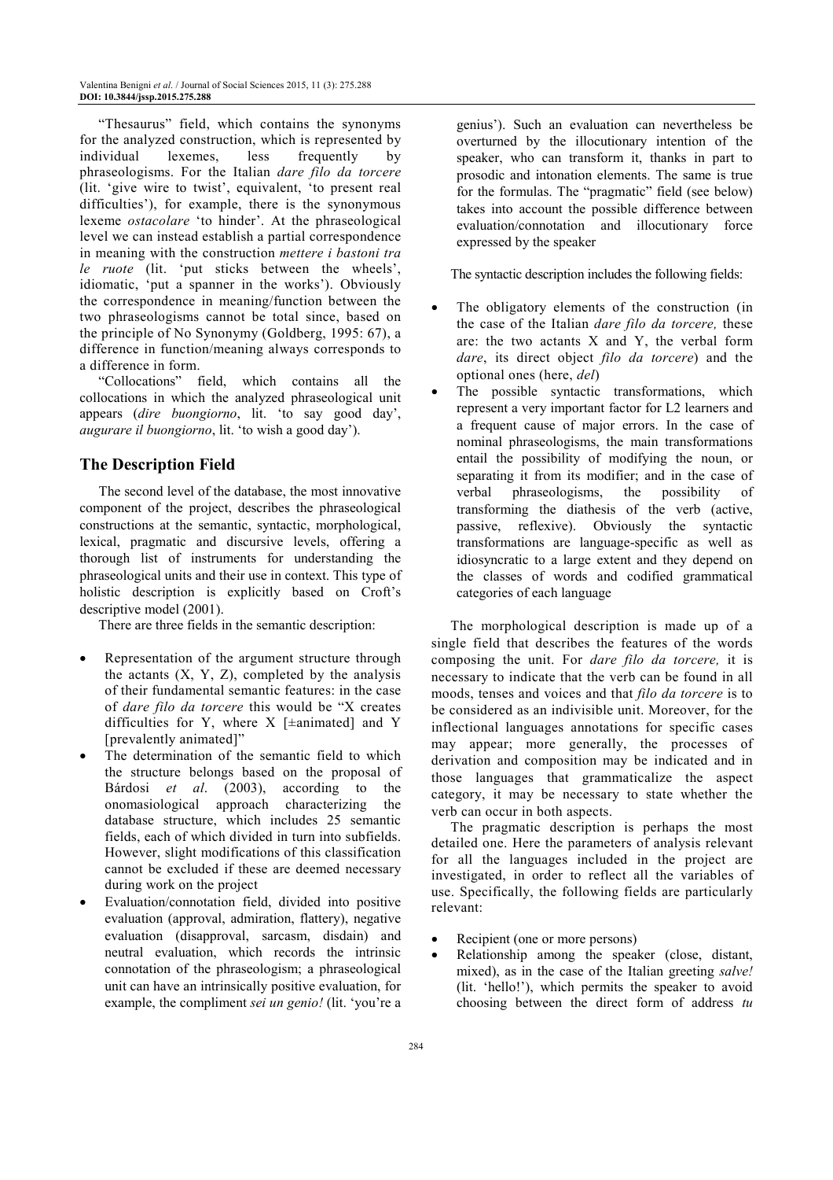"Thesaurus" field, which contains the synonyms for the analyzed construction, which is represented by individual lexemes, less frequently by phraseologisms. For the Italian *dare filo da torcere* (lit. 'give wire to twist', equivalent, 'to present real difficulties'), for example, there is the synonymous lexeme *ostacolare* 'to hinder'. At the phraseological level we can instead establish a partial correspondence in meaning with the construction *mettere i bastoni tra le ruote* (lit. 'put sticks between the wheels', idiomatic, 'put a spanner in the works'). Obviously the correspondence in meaning/function between the two phraseologisms cannot be total since, based on the principle of No Synonymy (Goldberg, 1995: 67), a difference in function/meaning always corresponds to a difference in form.

"Collocations" field, which contains all the collocations in which the analyzed phraseological unit appears (*dire buongiorno*, lit. 'to say good day', *augurare il buongiorno*, lit. 'to wish a good day').

## The Description Field

The second level of the database, the most innovative component of the project, describes the phraseological constructions at the semantic, syntactic, morphological, lexical, pragmatic and discursive levels, offering a thorough list of instruments for understanding the phraseological units and their use in context. This type of holistic description is explicitly based on Croft's descriptive model (2001).

There are three fields in the semantic description:

- Representation of the argument structure through the actants (X, Y, Z), completed by the analysis of their fundamental semantic features: in the case of *dare filo da torcere* this would be "X creates difficulties for Y, where X [±animated] and Y [prevalently animated]"
- The determination of the semantic field to which the structure belongs based on the proposal of Bárdosi *et al*. (2003), according to the onomasiological approach characterizing the database structure, which includes 25 semantic fields, each of which divided in turn into subfields. However, slight modifications of this classification cannot be excluded if these are deemed necessary during work on the project
- Evaluation/connotation field, divided into positive evaluation (approval, admiration, flattery), negative evaluation (disapproval, sarcasm, disdain) and neutral evaluation, which records the intrinsic connotation of the phraseologism; a phraseological unit can have an intrinsically positive evaluation, for example, the compliment *sei un genio!* (lit. 'you're a genius'). Such an evaluation can nevertheless be overturned by the illocutionary intention of the speaker, who can transform it, thanks in part to prosodic and intonation elements. The same is true for the formulas. The "pragmatic" field (see below) takes into account the possible difference between evaluation/connotation and illocutionary force expressed by the speaker

The syntactic description includes the following fields:

- The obligatory elements of the construction (in the case of the Italian *dare filo da torcere,* these are: the two actants X and Y, the verbal form *dare*, its direct object *filo da torcere*) and the optional ones (here, *del*)
- The possible syntactic transformations, which represent a very important factor for L2 learners and a frequent cause of major errors. In the case of nominal phraseologisms, the main transformations entail the possibility of modifying the noun, or separating it from its modifier; and in the case of verbal phraseologisms, the possibility of transforming the diathesis of the verb (active, passive, reflexive). Obviously the syntactic transformations are language-specific as well as idiosyncratic to a large extent and they depend on the classes of words and codified grammatical categories of each language

The morphological description is made up of a single field that describes the features of the words composing the unit. For *dare filo da torcere,* it is necessary to indicate that the verb can be found in all moods, tenses and voices and that *filo da torcere* is to be considered as an indivisible unit. Moreover, for the inflectional languages annotations for specific cases may appear; more generally, the processes of derivation and composition may be indicated and in those languages that grammaticalize the aspect category, it may be necessary to state whether the verb can occur in both aspects.

The pragmatic description is perhaps the most detailed one. Here the parameters of analysis relevant for all the languages included in the project are investigated, in order to reflect all the variables of use. Specifically, the following fields are particularly relevant:

- Recipient (one or more persons)
- Relationship among the speaker (close, distant, mixed), as in the case of the Italian greeting *salve!* (lit. 'hello!'), which permits the speaker to avoid choosing between the direct form of address *tu*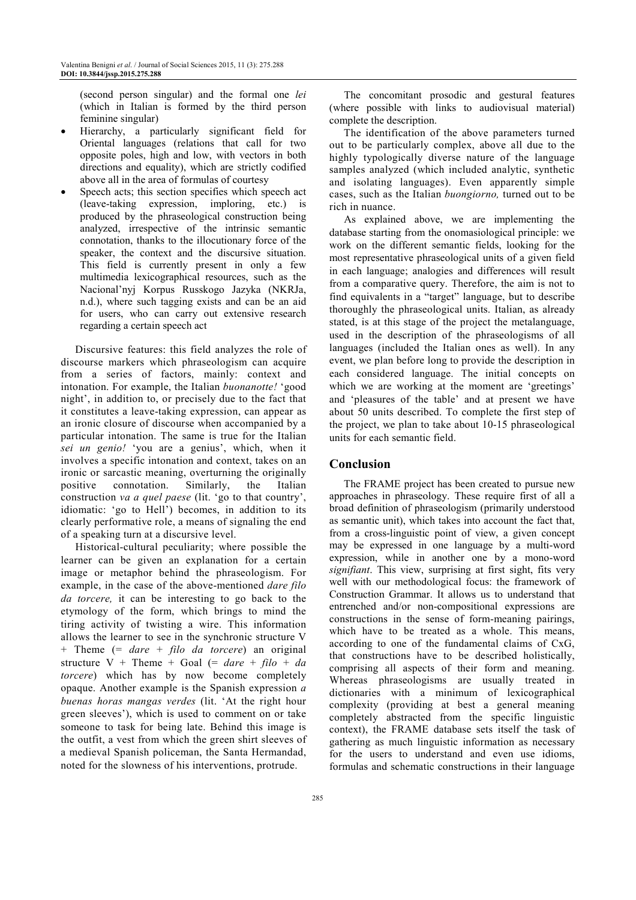(second person singular) and the formal one *lei* (which in Italian is formed by the third person feminine singular)

- Hierarchy, a particularly significant field for Oriental languages (relations that call for two opposite poles, high and low, with vectors in both directions and equality), which are strictly codified above all in the area of formulas of courtesy
- Speech acts; this section specifies which speech act (leave-taking expression, imploring, etc.) is produced by the phraseological construction being analyzed, irrespective of the intrinsic semantic connotation, thanks to the illocutionary force of the speaker, the context and the discursive situation. This field is currently present in only a few multimedia lexicographical resources, such as the Nacional'nyj Korpus Russkogo Jazyka (NKRJa, n.d.), where such tagging exists and can be an aid for users, who can carry out extensive research regarding a certain speech act

Discursive features: this field analyzes the role of discourse markers which phraseologism can acquire from a series of factors, mainly: context and intonation. For example, the Italian *buonanotte!* 'good night', in addition to, or precisely due to the fact that it constitutes a leave-taking expression, can appear as an ironic closure of discourse when accompanied by a particular intonation. The same is true for the Italian *sei un genio!* 'you are a genius', which, when it involves a specific intonation and context, takes on an ironic or sarcastic meaning, overturning the originally positive connotation. Similarly, the Italian construction *va a quel paese* (lit. 'go to that country', idiomatic: 'go to Hell') becomes, in addition to its clearly performative role, a means of signaling the end of a speaking turn at a discursive level.

Historical-cultural peculiarity; where possible the learner can be given an explanation for a certain image or metaphor behind the phraseologism. For example, in the case of the above-mentioned *dare filo da torcere,* it can be interesting to go back to the etymology of the form, which brings to mind the tiring activity of twisting a wire. This information allows the learner to see in the synchronic structure V + Theme (= *dare* + *filo da torcere*) an original structure V + Theme + Goal (= *dare* + *filo* + *da torcere*) which has by now become completely opaque. Another example is the Spanish expression *a buenas horas mangas verdes* (lit. 'At the right hour green sleeves'), which is used to comment on or take someone to task for being late. Behind this image is the outfit, a vest from which the green shirt sleeves of a medieval Spanish policeman, the Santa Hermandad, noted for the slowness of his interventions, protrude.

The concomitant prosodic and gestural features (where possible with links to audiovisual material) complete the description.

The identification of the above parameters turned out to be particularly complex, above all due to the highly typologically diverse nature of the language samples analyzed (which included analytic, synthetic and isolating languages). Even apparently simple cases, such as the Italian *buongiorno,* turned out to be rich in nuance.

As explained above, we are implementing the database starting from the onomasiological principle: we work on the different semantic fields, looking for the most representative phraseological units of a given field in each language; analogies and differences will result from a comparative query. Therefore, the aim is not to find equivalents in a "target" language, but to describe thoroughly the phraseological units. Italian, as already stated, is at this stage of the project the metalanguage, used in the description of the phraseologisms of all languages (included the Italian ones as well). In any event, we plan before long to provide the description in each considered language. The initial concepts on which we are working at the moment are 'greetings' and 'pleasures of the table' and at present we have about 50 units described. To complete the first step of the project, we plan to take about 10-15 phraseological units for each semantic field.

## Conclusion

The FRAME project has been created to pursue new approaches in phraseology. These require first of all a broad definition of phraseologism (primarily understood as semantic unit), which takes into account the fact that, from a cross-linguistic point of view, a given concept may be expressed in one language by a multi-word expression, while in another one by a mono-word *signifiant*. This view, surprising at first sight, fits very well with our methodological focus: the framework of Construction Grammar. It allows us to understand that entrenched and/or non-compositional expressions are constructions in the sense of form-meaning pairings, which have to be treated as a whole. This means, according to one of the fundamental claims of CxG, that constructions have to be described holistically, comprising all aspects of their form and meaning. Whereas phraseologisms are usually treated in dictionaries with a minimum of lexicographical complexity (providing at best a general meaning completely abstracted from the specific linguistic context), the FRAME database sets itself the task of gathering as much linguistic information as necessary for the users to understand and even use idioms, formulas and schematic constructions in their language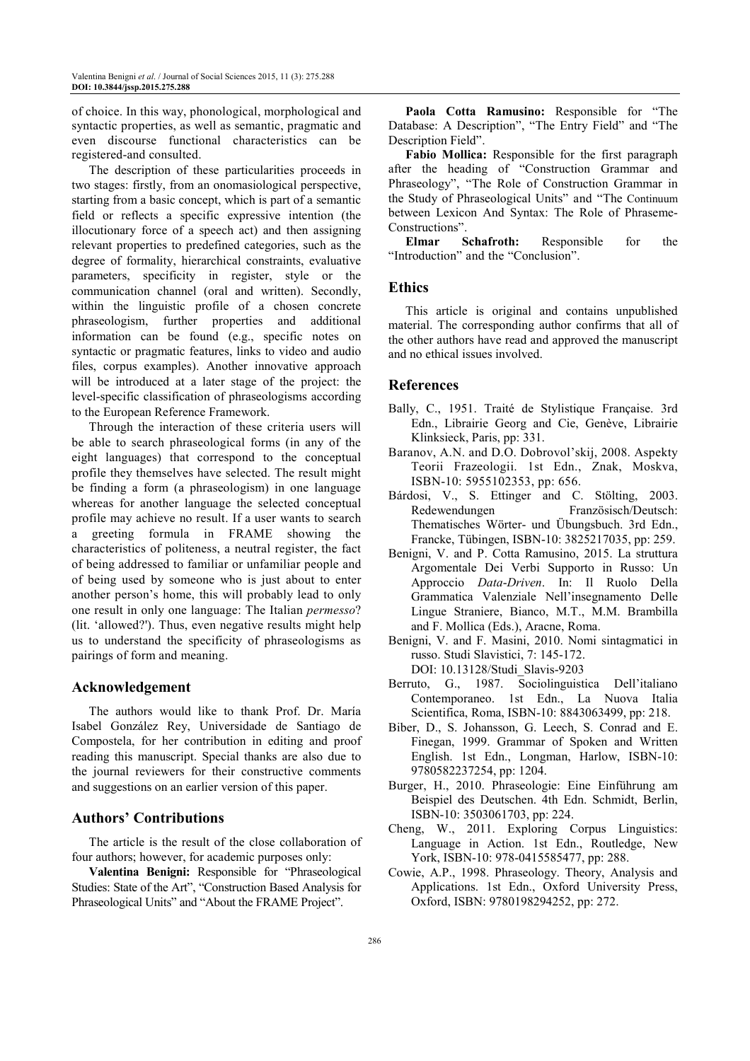of choice. In this way, phonological, morphological and syntactic properties, as well as semantic, pragmatic and even discourse functional characteristics can be registered-and consulted.

The description of these particularities proceeds in two stages: firstly, from an onomasiological perspective, starting from a basic concept, which is part of a semantic field or reflects a specific expressive intention (the illocutionary force of a speech act) and then assigning relevant properties to predefined categories, such as the degree of formality, hierarchical constraints, evaluative parameters, specificity in register, style or the communication channel (oral and written). Secondly, within the linguistic profile of a chosen concrete phraseologism, further properties and additional information can be found (e.g., specific notes on syntactic or pragmatic features, links to video and audio files, corpus examples). Another innovative approach will be introduced at a later stage of the project: the level-specific classification of phraseologisms according to the European Reference Framework.

Through the interaction of these criteria users will be able to search phraseological forms (in any of the eight languages) that correspond to the conceptual profile they themselves have selected. The result might be finding a form (a phraseologism) in one language whereas for another language the selected conceptual profile may achieve no result. If a user wants to search a greeting formula in FRAME showing the characteristics of politeness, a neutral register, the fact of being addressed to familiar or unfamiliar people and of being used by someone who is just about to enter another person's home, this will probably lead to only one result in only one language: The Italian *permesso*? (lit. 'allowed?'). Thus, even negative results might help us to understand the specificity of phraseologisms as pairings of form and meaning.

## Acknowledgement

The authors would like to thank Prof. Dr. María Isabel González Rey, Universidade de Santiago de Compostela, for her contribution in editing and proof reading this manuscript. Special thanks are also due to the journal reviewers for their constructive comments and suggestions on an earlier version of this paper.

## Authors' Contributions

The article is the result of the close collaboration of four authors; however, for academic purposes only:

**Valentina Benigni:** Responsible for "Phraseological Studies: State of the Art", "Construction Based Analysis for Phraseological Units" and "About the FRAME Project".

**Paola Cotta Ramusino:** Responsible for "The Database: A Description", "The Entry Field" and "The Description Field".

**Fabio Mollica:** Responsible for the first paragraph after the heading of "Construction Grammar and Phraseology", "The Role of Construction Grammar in the Study of Phraseological Units" and "The Continuum between Lexicon And Syntax: The Role of Phraseme-Constructions".

**Elmar Schafroth:** Responsible for the "Introduction" and the "Conclusion".

## Ethics

This article is original and contains unpublished material. The corresponding author confirms that all of the other authors have read and approved the manuscript and no ethical issues involved.

## References

Bally, C., 1951. Traité de Stylistique Française. 3rd Edn., Librairie Georg and Cie, Genève, Librairie Klinksieck, Paris, pp: 331.

Baranov, A.N. and D.O. Dobrovol'skij, 2008. Aspekty Teorii Frazeologii. 1st Edn., Znak, Moskva, ISBN-10: 5955102353, pp: 656.

Bárdosi, V., S. Ettinger and C. Stölting, 2003. Redewendungen Französisch/Deutsch: Thematisches Wörter- und Übungsbuch. 3rd Edn., Francke, Tübingen, ISBN-10: 3825217035, pp: 259.

Benigni, V. and P. Cotta Ramusino, 2015. La struttura Argomentale Dei Verbi Supporto in Russo: Un Approccio *Data-Driven*. In: Il Ruolo Della Grammatica Valenziale Nell'insegnamento Delle Lingue Straniere, Bianco, M.T., M.M. Brambilla and F. Mollica (Eds.), Aracne, Roma.

Benigni, V. and F. Masini, 2010. Nomi sintagmatici in russo. Studi Slavistici, 7: 145-172. DOI: 10.13128/Studi_Slavis-9203

Berruto, G., 1987. Sociolinguistica Dell'italiano Contemporaneo. 1st Edn., La Nuova Italia Scientifica, Roma, ISBN-10: 8843063499, pp: 218.

Biber, D., S. Johansson, G. Leech, S. Conrad and E. Finegan, 1999. Grammar of Spoken and Written English. 1st Edn., Longman, Harlow, ISBN-10: 9780582237254, pp: 1204.

Burger, H., 2010. Phraseologie: Eine Einführung am Beispiel des Deutschen. 4th Edn. Schmidt, Berlin, ISBN-10: 3503061703, pp: 224.

Cheng, W., 2011. Exploring Corpus Linguistics: Language in Action. 1st Edn., Routledge, New York, ISBN-10: 978-0415585477, pp: 288.

Cowie, A.P., 1998. Phraseology. Theory, Analysis and Applications. 1st Edn., Oxford University Press, Oxford, ISBN: 9780198294252, pp: 272.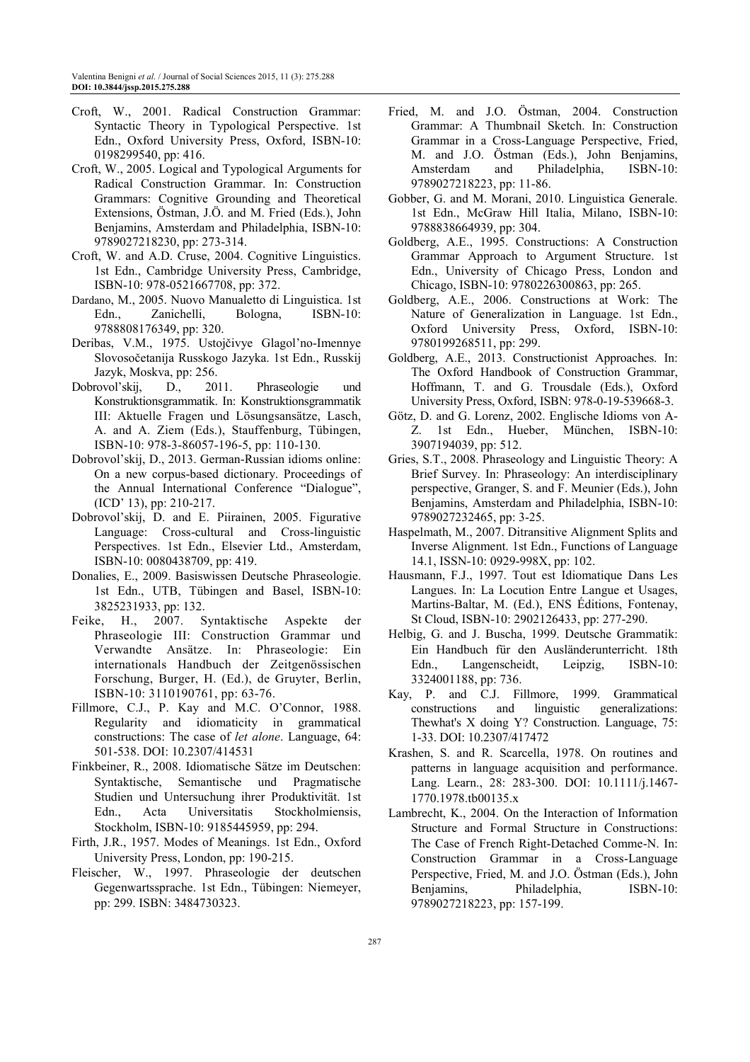Croft, W., 2001. Radical Construction Grammar: Syntactic Theory in Typological Perspective. 1st Edn., Oxford University Press, Oxford, ISBN-10: 0198299540, pp: 416.

Croft, W., 2005. Logical and Typological Arguments for Radical Construction Grammar. In: Construction Grammars: Cognitive Grounding and Theoretical Extensions, Östman, J.Ö. and M. Fried (Eds.), John Benjamins, Amsterdam and Philadelphia, ISBN-10: 9789027218230, pp: 273-314.

Croft, W. and A.D. Cruse, 2004. Cognitive Linguistics. 1st Edn., Cambridge University Press, Cambridge, ISBN-10: 978-0521667708, pp: 372.

Dardano, M., 2005. Nuovo Manualetto di Linguistica. 1st Edn., Zanichelli, Bologna, ISBN-10: 9788808176349, pp: 320.

Deribas, V.M., 1975. Ustojčivye Glagol'no-Imennye Slovosočetanija Russkogo Jazyka. 1st Edn., Russkij Jazyk, Moskva, pp: 256.

Dobrovol'skij, D., 2011. Phraseologie und Konstruktionsgrammatik. In: Konstruktionsgrammatik III: Aktuelle Fragen und Lösungsansätze, Lasch, A. and A. Ziem (Eds.), Stauffenburg, Tübingen, ISBN-10: 978-3-86057-196-5, pp: 110-130.

Dobrovol'skij, D., 2013. German-Russian idioms online: On a new corpus-based dictionary. Proceedings of the Annual International Conference "Dialogue", (ICD' 13), pp: 210-217.

Dobrovol'skij, D. and E. Piirainen, 2005. Figurative Language: Cross-cultural and Cross-linguistic Perspectives. 1st Edn., Elsevier Ltd., Amsterdam, ISBN-10: 0080438709, pp: 419.

Donalies, E., 2009. Basiswissen Deutsche Phraseologie. 1st Edn., UTB, Tübingen and Basel, ISBN-10: 3825231933, pp: 132.

Feike, H., 2007. Syntaktische Aspekte der Phraseologie III: Construction Grammar und Verwandte Ansätze. In: Phraseologie: Ein internationals Handbuch der Zeitgenössischen Forschung, Burger, H. (Ed.), de Gruyter, Berlin, ISBN-10: 3110190761, pp: 63-76.

Fillmore, C.J., P. Kay and M.C. O'Connor, 1988. Regularity and idiomaticity in grammatical constructions: The case of *let alone*. Language, 64: 501-538. DOI: 10.2307/414531

Finkbeiner, R., 2008. Idiomatische Sätze im Deutschen: Syntaktische, Semantische und Pragmatische Studien und Untersuchung ihrer Produktivität. 1st Edn., Acta Universitatis Stockholmiensis, Stockholm, ISBN-10: 9185445959, pp: 294.

Firth, J.R., 1957. Modes of Meanings. 1st Edn., Oxford University Press, London, pp: 190-215.

Fleischer, W., 1997. Phraseologie der deutschen Gegenwartssprache. 1st Edn., Tübingen: Niemeyer, pp: 299. ISBN: 3484730323.

Fried, M. and J.O. Östman, 2004. Construction Grammar: A Thumbnail Sketch. In: Construction Grammar in a Cross-Language Perspective, Fried, M. and J.O. Östman (Eds.), John Benjamins, Amsterdam and Philadelphia, ISBN-10: 9789027218223, pp: 11-86.

Gobber, G. and M. Morani, 2010. Linguistica Generale. 1st Edn., McGraw Hill Italia, Milano, ISBN-10: 9788838664939, pp: 304.

Goldberg, A.E., 1995. Constructions: A Construction Grammar Approach to Argument Structure. 1st Edn., University of Chicago Press, London and Chicago, ISBN-10: 9780226300863, pp: 265.

Goldberg, A.E., 2006. Constructions at Work: The Nature of Generalization in Language. 1st Edn., Oxford University Press, Oxford, ISBN-10: 9780199268511, pp: 299.

Goldberg, A.E., 2013. Constructionist Approaches. In: The Oxford Handbook of Construction Grammar, Hoffmann, T. and G. Trousdale (Eds.), Oxford University Press, Oxford, ISBN: 978-0-19-539668-3.

Götz, D. and G. Lorenz, 2002. Englische Idioms von A-Z. 1st Edn., Hueber, München, ISBN-10: 3907194039, pp: 512.

Gries, S.T., 2008. Phraseology and Linguistic Theory: A Brief Survey. In: Phraseology: An interdisciplinary perspective, Granger, S. and F. Meunier (Eds.), John Benjamins, Amsterdam and Philadelphia, ISBN-10: 9789027232465, pp: 3-25.

Haspelmath, M., 2007. Ditransitive Alignment Splits and Inverse Alignment. 1st Edn., Functions of Language 14.1, ISSN-10: 0929-998X, pp: 102.

Hausmann, F.J., 1997. Tout est Idiomatique Dans Les Langues. In: La Locution Entre Langue et Usages, Martins-Baltar, M. (Ed.), ENS Éditions, Fontenay, St Cloud, ISBN-10: 2902126433, pp: 277-290.

Helbig, G. and J. Buscha, 1999. Deutsche Grammatik: Ein Handbuch für den Ausländerunterricht. 18th Edn., Langenscheidt, Leipzig, ISBN-10: 3324001188, pp: 736.

Kay, P. and C.J. Fillmore, 1999. Grammatical constructions and linguistic generalizations: Thewhat's X doing Y? Construction. Language, 75: 1-33. DOI: 10.2307/417472

Krashen, S. and R. Scarcella, 1978. On routines and patterns in language acquisition and performance. Lang. Learn., 28: 283-300. DOI: 10.1111/j.1467-1770.1978.tb00135.x

Lambrecht, K., 2004. On the Interaction of Information Structure and Formal Structure in Constructions: The Case of French Right-Detached Comme-N. In: Construction Grammar in a Cross-Language Perspective, Fried, M. and J.O. Östman (Eds.), John Benjamins, Philadelphia, ISBN-10: 9789027218223, pp: 157-199.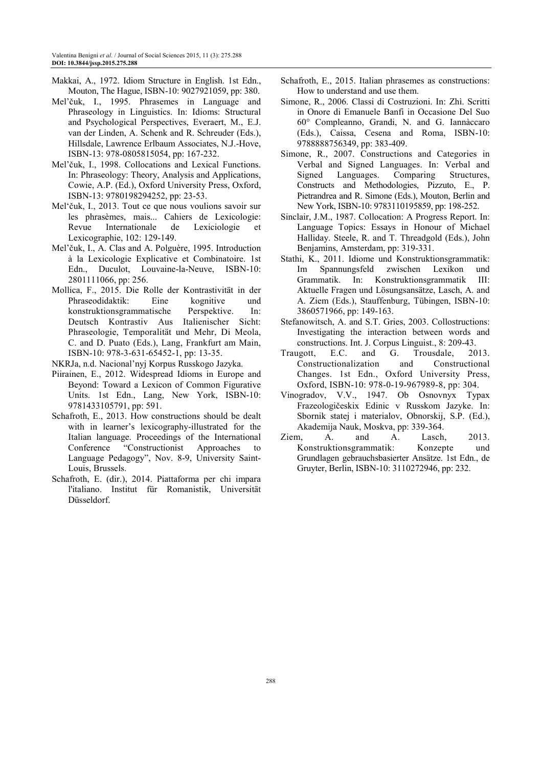Makkai, A., 1972. Idiom Structure in English. 1st Edn., Mouton, The Hague, ISBN-10: 9027921059, pp: 380.

Mel'čuk, I., 1995. Phrasemes in Language and Phraseology in Linguistics. In: Idioms: Structural and Psychological Perspectives, Everaert, M., E.J. van der Linden, A. Schenk and R. Schreuder (Eds.), Hillsdale, Lawrence Erlbaum Associates, N.J.-Hove, ISBN-13: 978-0805815054, pp: 167-232.

Mel'čuk, I., 1998. Collocations and Lexical Functions. In: Phraseology: Theory, Analysis and Applications, Cowie, A.P. (Ed.), Oxford University Press, Oxford, ISBN-13: 9780198294252, pp: 23-53.

Mel'čuk, I., 2013. Tout ce que nous voulions savoir sur les phrasèmes, mais... Cahiers de Lexicologie: Revue Internationale de Lexiciologie et Lexicographie, 102: 129-149.

Mel'čuk, I., A. Clas and A. Polguère, 1995. Introduction à la Lexicologie Explicative et Combinatoire. 1st Edn., Duculot, Louvaine-la-Neuve, ISBN-10: 2801111066, pp: 256.

Mollica, F., 2015. Die Rolle der Kontrastivität in der Phraseodidaktik: Eine kognitive und konstruktionsgrammatische Perspektive. In: Deutsch Kontrastiv Aus Italienischer Sicht: Phraseologie, Temporalität und Mehr, Di Meola, C. and D. Puato (Eds.), Lang, Frankfurt am Main, ISBN-10: 978-3-631-65452-1, pp: 13-35.

NKRJa, n.d. Nacional'nyj Korpus Russkogo Jazyka.

Piirainen, E., 2012. Widespread Idioms in Europe and Beyond: Toward a Lexicon of Common Figurative Units. 1st Edn., Lang, New York, ISBN-10: 9781433105791, pp: 591.

Schafroth, E., 2013. How constructions should be dealt with in learner's lexicography-illustrated for the Italian language. Proceedings of the International Conference "Constructionist Approaches to Language Pedagogy", Nov. 8-9, University Saint-Louis, Brussels.

Schafroth, E. (dir.), 2014. Piattaforma per chi impara l'italiano. Institut für Romanistik, Universität Düsseldorf.

Schafroth, E., 2015. Italian phrasemes as constructions: How to understand and use them.

Simone, R., 2006. Classi di Costruzioni. In: Zhì. Scritti in Onore di Emanuele Banfi in Occasione Del Suo 60° Compleanno, Grandi, N. and G. Iannàccaro (Eds.), Caissa, Cesena and Roma, ISBN-10: 9788888756349, pp: 383-409.

Simone, R., 2007. Constructions and Categories in Verbal and Signed Languages. In: Verbal and Signed Languages. Comparing Structures, Constructs and Methodologies, Pizzuto, E., P. Pietrandrea and R. Simone (Eds.), Mouton, Berlin and New York, ISBN-10: 9783110195859, pp: 198-252.

Sinclair, J.M., 1987. Collocation: A Progress Report. In: Language Topics: Essays in Honour of Michael Halliday. Steele, R. and T. Threadgold (Eds.), John Benjamins, Amsterdam, pp: 319-331.

Stathi, K., 2011. Idiome und Konstruktionsgrammatik: Im Spannungsfeld zwischen Lexikon und Grammatik. In: Konstruktionsgrammatik III: Aktuelle Fragen und Lösungsansätze, Lasch, A. and A. Ziem (Eds.), Stauffenburg, Tübingen, ISBN-10: 3860571966, pp: 149-163.

Stefanowitsch, A. and S.T. Gries, 2003. Collostructions: Investigating the interaction between words and constructions. Int. J. Corpus Linguist., 8: 209-43.

Traugott, E.C. and G. Trousdale, 2013. Constructionalization and Constructional Changes. 1st Edn., Oxford University Press, Oxford, ISBN-10: 978-0-19-967989-8, pp: 304.

Vinogradov, V.V., 1947. Ob Osnovnyx Typax Frazeologičeskix Edinic v Russkom Jazyke. In: Sbornik statej i materialov, Obnorskij, S.P. (Ed.), Akademija Nauk, Moskva, pp: 339-364.

Ziem, A. and A. Lasch, 2013. Konstruktionsgrammatik: Konzepte und Grundlagen gebrauchsbasierter Ansätze. 1st Edn., de Gruyter, Berlin, ISBN-10: 3110272946, pp: 232.